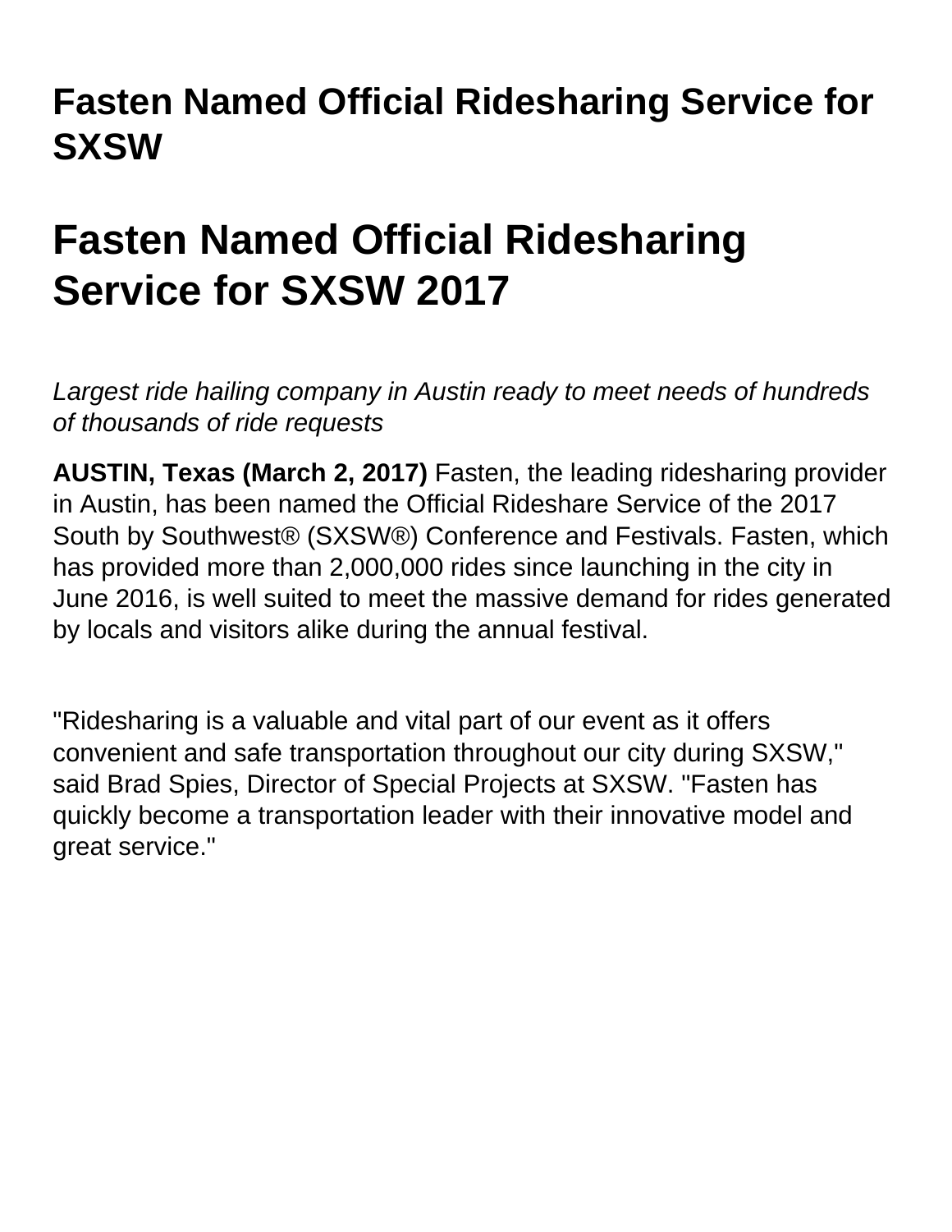# Fasten Named Official Ridesharing Service for SXSW

# Fasten Named Official Ridesharing Service for SXSW 2017

*Largest ride hailing company in Austin ready to meet needs of hundreds of thousands of ride requests*

**AUSTIN, Texas (March 2, 2017)** Fasten, the leading ridesharing provider in Austin, has been named the Official Rideshare Service of the 2017 South by Southwest® (SXSW®) Conference and Festivals. Fasten, which has provided more than 2,000,000 rides since launching in the city in June 2016, is well suited to meet the massive demand for rides generated by locals and visitors alike during the annual festival.

"Ridesharing is a valuable and vital part of our event as it offers convenient and safe transportation throughout our city during SXSW," said Brad Spies, Director of Special Projects at SXSW. "Fasten has quickly become a transportation leader with their innovative model and great service."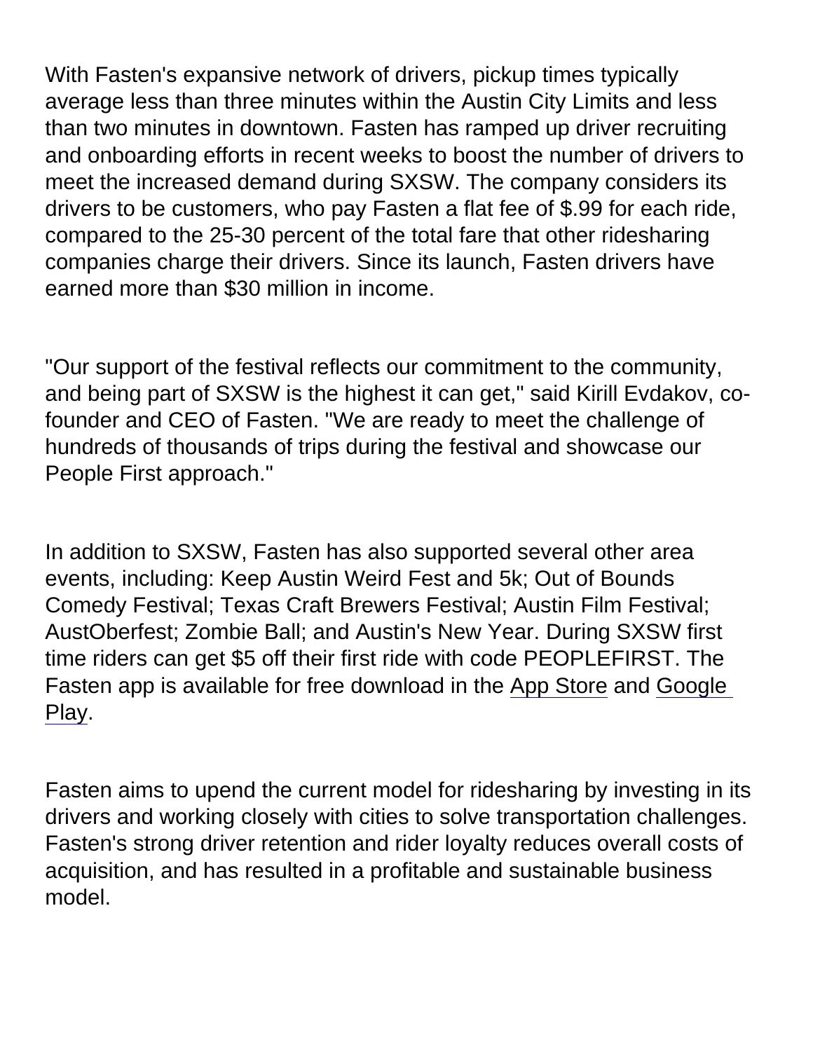With Fasten's expansive network of drivers, pickup times typically average less than three minutes within the Austin City Limits and less than two minutes in downtown. Fasten has ramped up driver recruiting and onboarding efforts in recent weeks to boost the number of drivers to meet the increased demand during SXSW. The company considers its drivers to be customers, who pay Fasten a flat fee of $.99 for each ride, compared to the 25-30 percent of the total fare that other ridesharing companies charge their drivers. Since its launch, Fasten drivers have earned more than $30 million in income.

"Our support of the festival reflects our commitment to the community, and being part of SXSW is the highest it can get," said Kirill Evdakov, co-founder and CEO of Fasten. "We are ready to meet the challenge of hundreds of thousands of trips during the festival and showcase our People First approach."

In addition to SXSW, Fasten has also supported several other area events, including: Keep Austin Weird Fest and 5k; Out of Bounds Comedy Festival; Texas Craft Brewers Festival; Austin Film Festival; AustOberfest; Zombie Ball; and Austin's New Year. During SXSW first time riders can get $5 off their first ride with code PEOPLEFIRST. The Fasten app is available for free download in the App Store and Google Play.

Fasten aims to upend the current model for ridesharing by investing in its drivers and working closely with cities to solve transportation challenges. Fasten's strong driver retention and rider loyalty reduces overall costs of acquisition, and has resulted in a profitable and sustainable business model.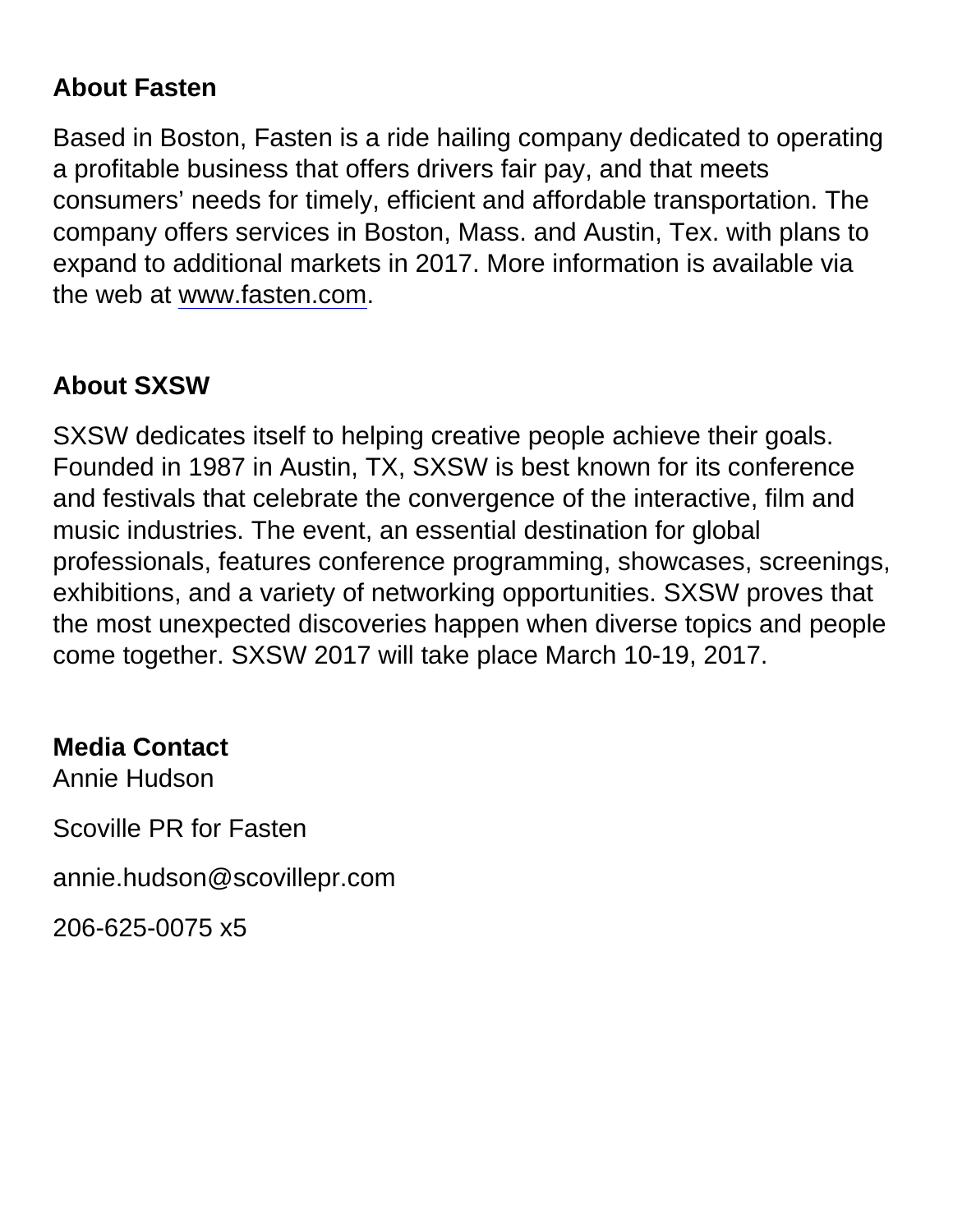**About Fasten**

Based in Boston, Fasten is a ride hailing company dedicated to operating a profitable business that offers drivers fair pay, and that meets consumers' needs for timely, efficient and affordable transportation. The company offers services in Boston, Mass. and Austin, Tex. with plans to expand to additional markets in 2017. More information is available via the web at www.fasten.com.

**About SXSW**

SXSW dedicates itself to helping creative people achieve their goals. Founded in 1987 in Austin, TX, SXSW is best known for its conference and festivals that celebrate the convergence of the interactive, film and music industries. The event, an essential destination for global professionals, features conference programming, showcases, screenings, exhibitions, and a variety of networking opportunities. SXSW proves that the most unexpected discoveries happen when diverse topics and people come together. SXSW 2017 will take place March 10-19, 2017.

**Media Contact**
Annie Hudson

Scoville PR for Fasten

annie.hudson@scovillepr.com

206-625-0075 x5